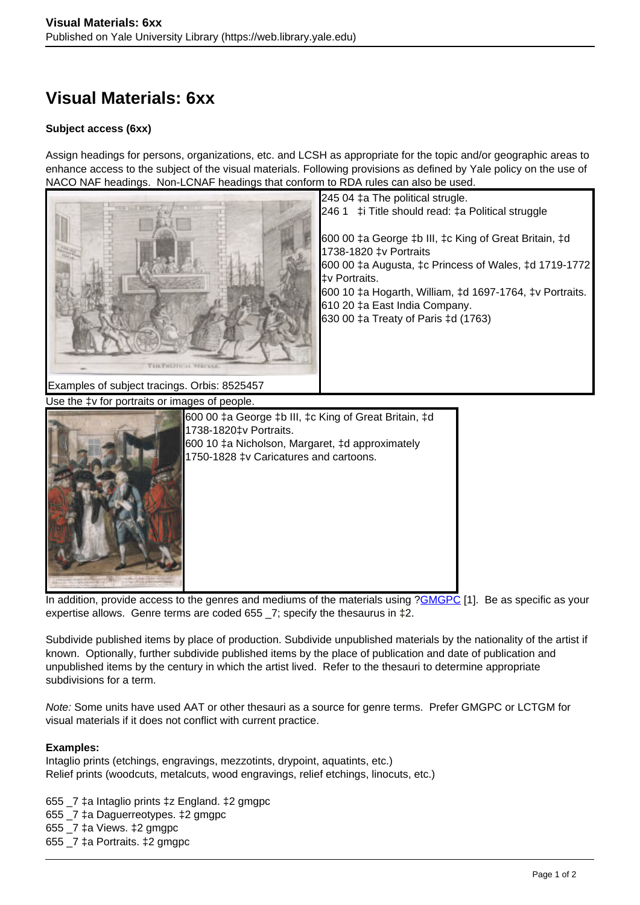# Visual Materials: 6xx

**Subject access (6xx)**

Assign headings for persons, organizations, etc. and LCSH as appropriate for the topic and/or geographic areas to enhance access to the subject of the visual materials. Following provisions as defined by Yale policy on the use of NACO NAF headings. Non-LCNAF headings that conform to RDA rules can also be used.

245 04 ‡a The political strugle.
246 1 ‡i Title should read: ‡a Political struggle

600 00 ‡a George ‡b III, ‡c King of Great Britain, ‡d 1738-1820 ‡v Portraits
600 00 ‡a Augusta, ‡c Princess of Wales, ‡d 1719-1772 ‡v Portraits.
600 10 ‡a Hogarth, William, ‡d 1697-1764, ‡v Portraits.
610 20 ‡a East India Company.
630 00 ‡a Treaty of Paris ‡d (1763)

Examples of subject tracings. Orbis: 8525457

Use the ‡v for portraits or images of people.

600 00 ‡a George ‡b III, ‡c King of Great Britain, ‡d 1738-1820‡v Portraits.
600 10 ‡a Nicholson, Margaret, ‡d approximately 1750-1828 ‡v Caricatures and cartoons.

In addition, provide access to the genres and mediums of the materials using ?GMGPC [1]. Be as specific as your expertise allows. Genre terms are coded 655 _7; specify the thesaurus in ‡2.

Subdivide published items by place of production. Subdivide unpublished materials by the nationality of the artist if known. Optionally, further subdivide published items by the place of publication and date of publication and unpublished items by the century in which the artist lived. Refer to the thesauri to determine appropriate subdivisions for a term.

*Note:* Some units have used AAT or other thesauri as a source for genre terms. Prefer GMGPC or LCTGM for visual materials if it does not conflict with current practice.

**Examples:**

Intaglio prints (etchings, engravings, mezzotints, drypoint, aquatints, etc.)
Relief prints (woodcuts, metalcuts, wood engravings, relief etchings, linocuts, etc.)

655 _7 ‡a Intaglio prints ‡z England. ‡2 gmgpc
655 _7 ‡a Daguerreotypes. ‡2 gmgpc
655 _7 ‡a Views. ‡2 gmgpc
655 _7 ‡a Portraits. ‡2 gmgpc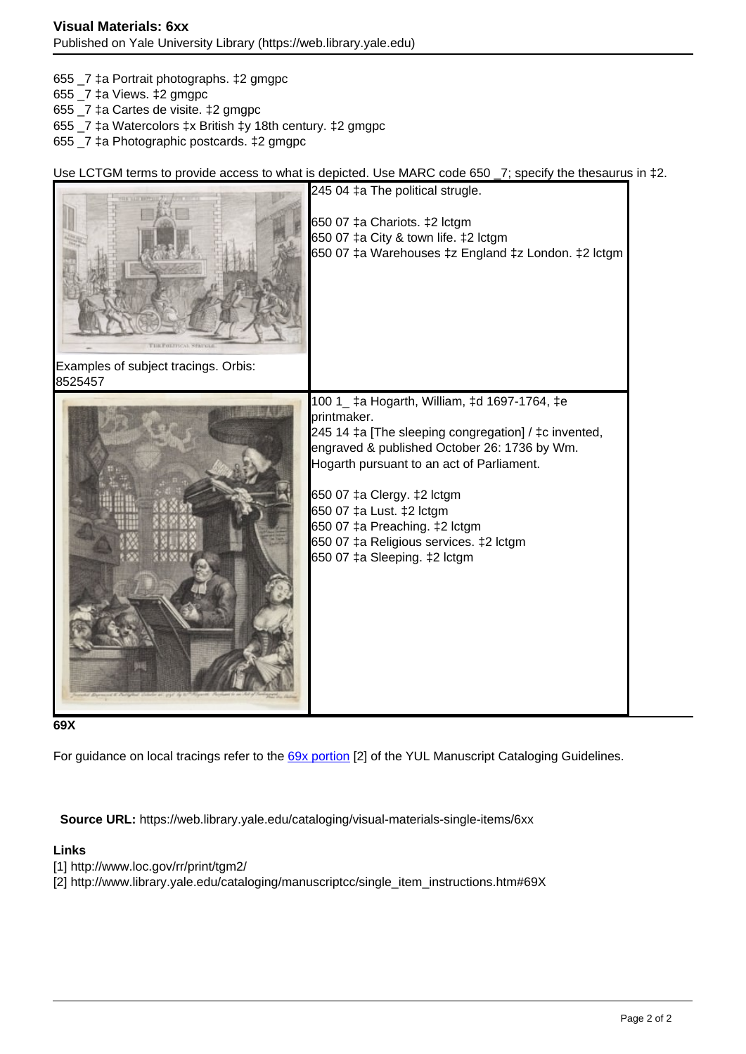655 _7 ‡a Portrait photographs. ‡2 gmgpc
655 _7 ‡a Views. ‡2 gmgpc
655 _7 ‡a Cartes de visite. ‡2 gmgpc
655 _7 ‡a Watercolors ‡x British ‡y 18th century. ‡2 gmgpc
655 _7 ‡a Photographic postcards. ‡2 gmgpc

Use LCTGM terms to provide access to what is depicted. Use MARC code 650 _7; specify the thesaurus in ‡2.

| | |
|---|---|
| Examples of subject tracings. Orbis: 8525457 | 245 04 ‡a The political strugle.<br><br>650 07 ‡a Chariots. ‡2 lctgm<br>650 07 ‡a City & town life. ‡2 lctgm<br>650 07 ‡a Warehouses ‡z England ‡z London. ‡2 lctgm |
| | 100 1_ ‡a Hogarth, William, ‡d 1697-1764, ‡e printmaker.<br>245 14 ‡a [The sleeping congregation] / ‡c invented, engraved & published October 26: 1736 by Wm. Hogarth pursuant to an act of Parliament.<br><br>650 07 ‡a Clergy. ‡2 lctgm<br>650 07 ‡a Lust. ‡2 lctgm<br>650 07 ‡a Preaching. ‡2 lctgm<br>650 07 ‡a Religious services. ‡2 lctgm<br>650 07 ‡a Sleeping. ‡2 lctgm |

**69X**

For guidance on local tracings refer to the 69x portion [2] of the YUL Manuscript Cataloging Guidelines.

**Source URL:** https://web.library.yale.edu/cataloging/visual-materials-single-items/6xx

**Links**

[1] http://www.loc.gov/rr/print/tgm2/
[2] http://www.library.yale.edu/cataloging/manuscriptcc/single_item_instructions.htm#69X